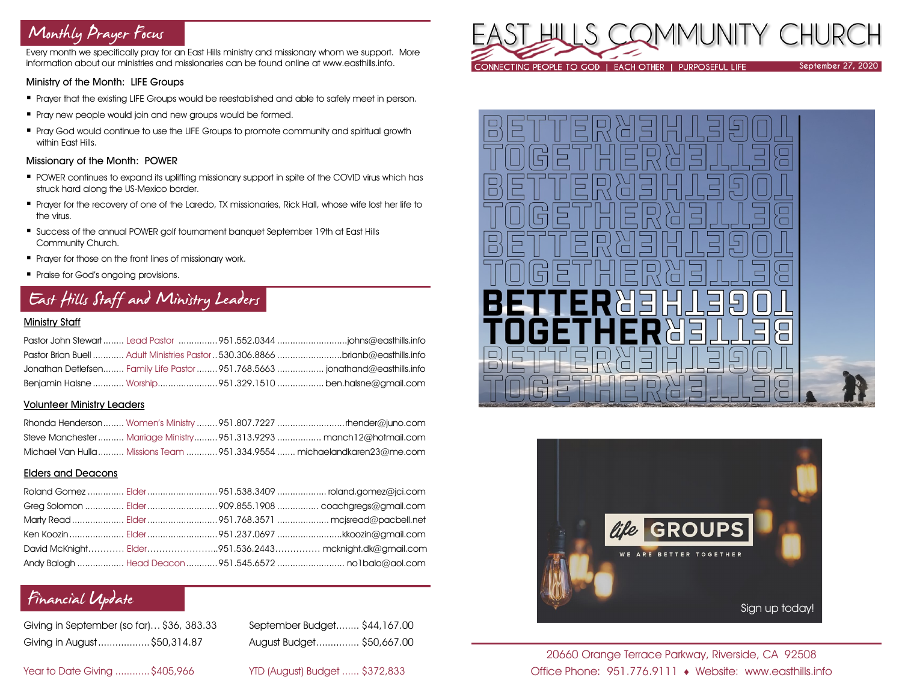# EAST HILLS COMMUNITY CHURCH

CONNECTING PEOPLE TO GOD | EACH OTHER | PURPOSEFUL LIFE

September 27, 2020

## Monthly Prayer Focus

Every month we specifically pray for an East Hills ministry and missionary whom we support. More information about our ministries and missionaries can be found online at www.easthills.info.

### Ministry of the Month: LIFE Groups

- Prayer that the existing LIFE Groups would be reestablished and able to safely meet in person.
- Pray new people would join and new groups would be formed.
- Pray God would continue to use the LIFE Groups to promote community and spiritual growth within East Hills.

### Missionary of the Month: POWER

- POWER continues to expand its uplifting missionary support in spite of the COVID virus which has struck hard along the US-Mexico border.
- Prayer for the recovery of one of the Laredo, TX missionaries, Rick Hall, whose wife lost her life to the virus.
- Success of the annual POWER golf tournament banquet September 19th at East Hills Community Church.
- Prayer for those on the front lines of missionary work.
- Praise for God's ongoing provisions.

## East Hills Staff and Ministry Leaders

### Ministry Staff

| Name | Role | Phone | Email |
|---|---|---|---|
| Pastor John Stewart | Lead Pastor | 951.552.0344 | johns@easthills.info |
| Pastor Brian Buell | Adult Ministries Pastor | 530.306.8866 | brianb@easthills.info |
| Jonathan Detlefsen | Family Life Pastor | 951.768.5663 | jonathand@easthills.info |
| Benjamin Halsne | Worship | 951.329.1510 | ben.halsne@gmail.com |

### Volunteer Ministry Leaders

| Name | Role | Phone | Email |
|---|---|---|---|
| Rhonda Henderson | Women's Ministry | 951.807.7227 | rhender@juno.com |
| Steve Manchester | Marriage Ministry | 951.313.9293 | manch12@hotmail.com |
| Michael Van Hulla | Missions Team | 951.334.9554 | michaelandkaren23@me.com |

### Elders and Deacons

| Name | Role | Phone | Email |
|---|---|---|---|
| Roland Gomez | Elder | 951.538.3409 | roland.gomez@jci.com |
| Greg Solomon | Elder | 909.855.1908 | coachgregs@gmail.com |
| Marty Read | Elder | 951.768.3571 | mcjsread@pacbell.net |
| Ken Koozin | Elder | 951.237.0697 | kkoozin@gmail.com |
| David McKnight | Elder | 951.536.2443 | mcknight.dk@gmail.com |
| Andy Balogh | Head Deacon | 951.545.6572 | no1balo@aol.com |

## Financial Update

| | | | |
|---|---|---|---|
| Giving in September (so far) | $36, 383.33 | September Budget | $44,167.00 |
| Giving in August | $50,314.87 | August Budget | $50,667.00 |
| Year to Date Giving | $405,966 | YTD (August) Budget | $372,833 |

BETTER TOGETHER

life GROUPS

WE ARE BETTER TOGETHER

Sign up today!

20660 Orange Terrace Parkway, Riverside, CA 92508
Office Phone: 951.776.9111 ♦ Website: www.easthills.info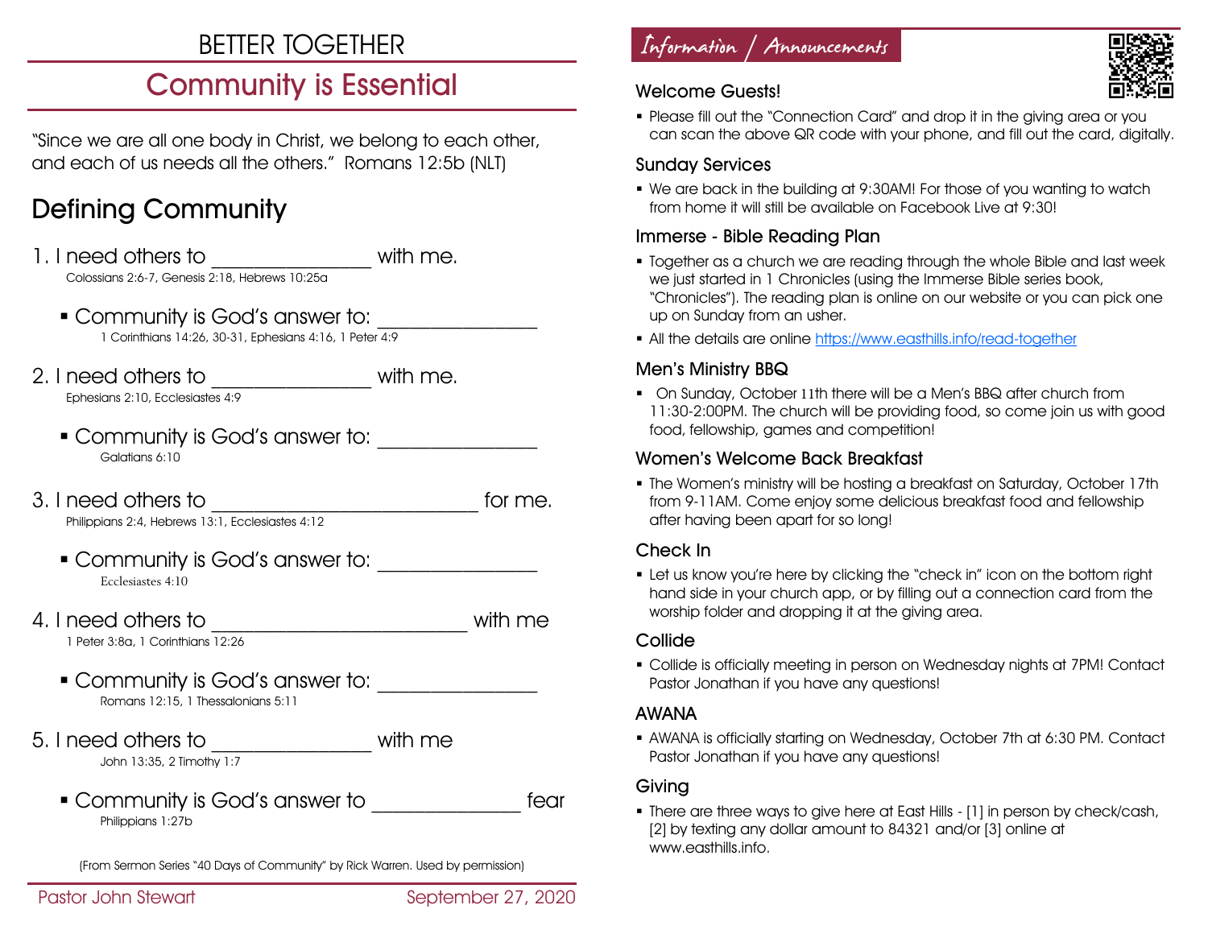# BETTER TOGETHER

## Community is Essential

"Since we are all one body in Christ, we belong to each other, and each of us needs all the others." Romans 12:5b (NLT)

## Defining Community

1. I need others to _______________ with me.
   Colossians 2:6-7, Genesis 2:18, Hebrews 10:25a

   - Community is God's answer to: _______________
     1 Corinthians 14:26, 30-31, Ephesians 4:16, 1 Peter 4:9

2. I need others to _______________ with me.
   Ephesians 2:10, Ecclesiastes 4:9

   - Community is God's answer to: _______________
     Galatians 6:10

3. I need others to _________________________ for me.
   Philippians 2:4, Hebrews 13:1, Ecclesiastes 4:12

   - Community is God's answer to: _______________
     Ecclesiastes 4:10

4. I need others to ________________________ with me
   1 Peter 3:8a, 1 Corinthians 12:26

   - Community is God's answer to: _______________
     Romans 12:15, 1 Thessalonians 5:11

5. I need others to _______________ with me
   John 13:35, 2 Timothy 1:7

   - Community is God's answer to ______________ fear
     Philippians 1:27b

(From Sermon Series "40 Days of Community" by Rick Warren. Used by permission)

Pastor John Stewart September 27, 2020

## Information / Announcements

### Welcome Guests!

- Please fill out the "Connection Card" and drop it in the giving area or you can scan the above QR code with your phone, and fill out the card, digitally.

### Sunday Services

- We are back in the building at 9:30AM! For those of you wanting to watch from home it will still be available on Facebook Live at 9:30!

### Immerse - Bible Reading Plan

- Together as a church we are reading through the whole Bible and last week we just started in 1 Chronicles (using the Immerse Bible series book, "Chronicles"). The reading plan is online on our website or you can pick one up on Sunday from an usher.
- All the details are online https://www.easthills.info/read-together

### Men's Ministry BBQ

- On Sunday, October 11th there will be a Men's BBQ after church from 11:30-2:00PM. The church will be providing food, so come join us with good food, fellowship, games and competition!

### Women's Welcome Back Breakfast

- The Women's ministry will be hosting a breakfast on Saturday, October 17th from 9-11AM. Come enjoy some delicious breakfast food and fellowship after having been apart for so long!

### Check In

- Let us know you're here by clicking the "check in" icon on the bottom right hand side in your church app, or by filling out a connection card from the worship folder and dropping it at the giving area.

### Collide

- Collide is officially meeting in person on Wednesday nights at 7PM! Contact Pastor Jonathan if you have any questions!

### AWANA

- AWANA is officially starting on Wednesday, October 7th at 6:30 PM. Contact Pastor Jonathan if you have any questions!

### Giving

- There are three ways to give here at East Hills - [1] in person by check/cash, [2] by texting any dollar amount to 84321 and/or [3] online at www.easthills.info.